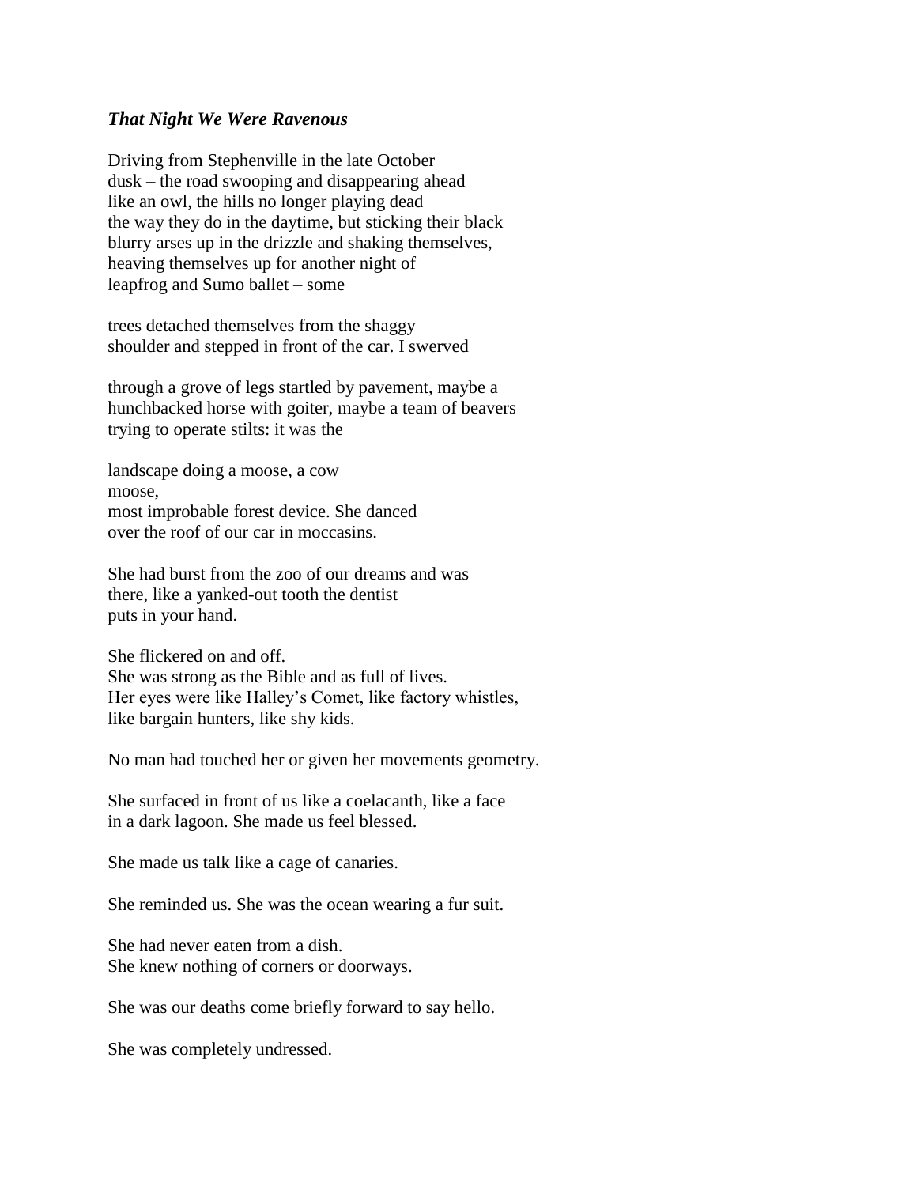***That Night We Were Ravenous***

Driving from Stephenville in the late October
dusk – the road swooping and disappearing ahead
like an owl, the hills no longer playing dead
the way they do in the daytime, but sticking their black
blurry arses up in the drizzle and shaking themselves,
heaving themselves up for another night of
leapfrog and Sumo ballet – some

trees detached themselves from the shaggy
shoulder and stepped in front of the car. I swerved

through a grove of legs startled by pavement, maybe a
hunchbacked horse with goiter, maybe a team of beavers
trying to operate stilts: it was the

landscape doing a moose, a cow
moose,
most improbable forest device. She danced
over the roof of our car in moccasins.

She had burst from the zoo of our dreams and was
there, like a yanked-out tooth the dentist
puts in your hand.

She flickered on and off.
She was strong as the Bible and as full of lives.
Her eyes were like Halley's Comet, like factory whistles,
like bargain hunters, like shy kids.

No man had touched her or given her movements geometry.

She surfaced in front of us like a coelacanth, like a face
in a dark lagoon. She made us feel blessed.

She made us talk like a cage of canaries.

She reminded us. She was the ocean wearing a fur suit.

She had never eaten from a dish.
She knew nothing of corners or doorways.

She was our deaths come briefly forward to say hello.

She was completely undressed.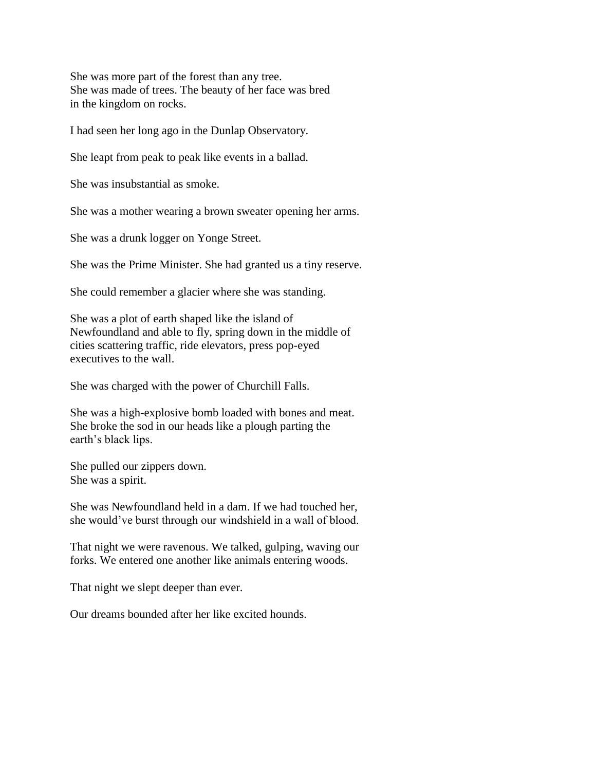She was more part of the forest than any tree.
She was made of trees. The beauty of her face was bred
in the kingdom on rocks.

I had seen her long ago in the Dunlap Observatory.

She leapt from peak to peak like events in a ballad.

She was insubstantial as smoke.

She was a mother wearing a brown sweater opening her arms.

She was a drunk logger on Yonge Street.

She was the Prime Minister. She had granted us a tiny reserve.

She could remember a glacier where she was standing.

She was a plot of earth shaped like the island of
Newfoundland and able to fly, spring down in the middle of
cities scattering traffic, ride elevators, press pop-eyed
executives to the wall.

She was charged with the power of Churchill Falls.

She was a high-explosive bomb loaded with bones and meat.
She broke the sod in our heads like a plough parting the
earth's black lips.

She pulled our zippers down.
She was a spirit.

She was Newfoundland held in a dam. If we had touched her,
she would've burst through our windshield in a wall of blood.

That night we were ravenous. We talked, gulping, waving our
forks. We entered one another like animals entering woods.

That night we slept deeper than ever.

Our dreams bounded after her like excited hounds.